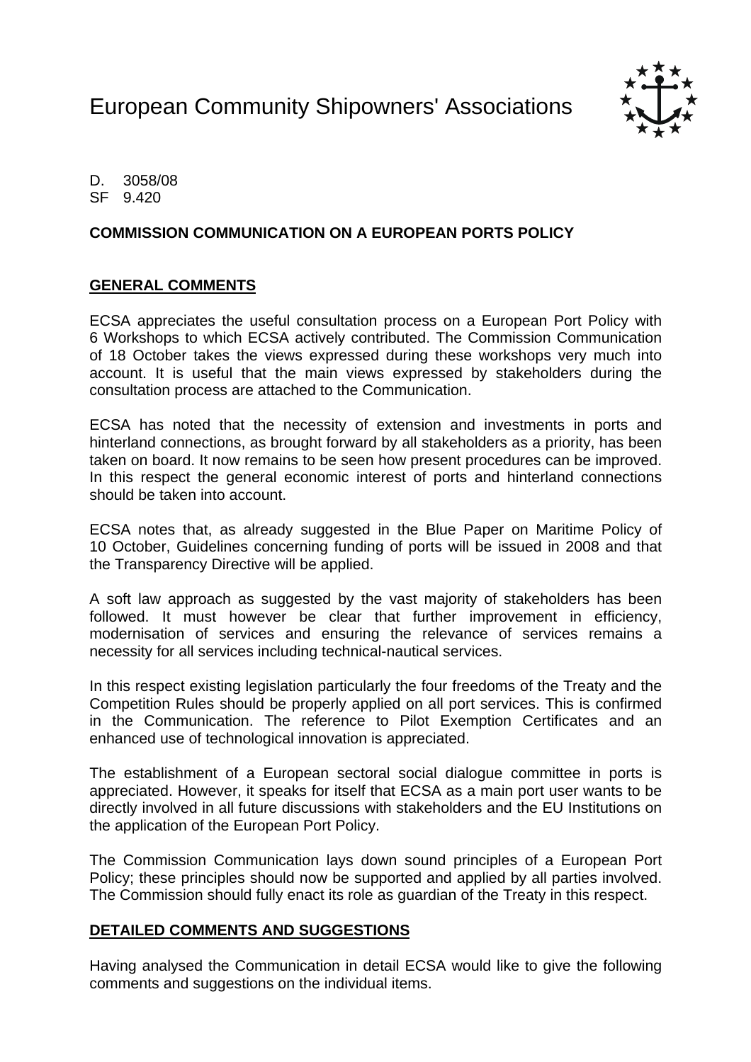# European Community Shipowners' Associations

D. 3058/08
SF 9.420

**COMMISSION COMMUNICATION ON A EUROPEAN PORTS POLICY**

## GENERAL COMMENTS

ECSA appreciates the useful consultation process on a European Port Policy with 6 Workshops to which ECSA actively contributed. The Commission Communication of 18 October takes the views expressed during these workshops very much into account. It is useful that the main views expressed by stakeholders during the consultation process are attached to the Communication.

ECSA has noted that the necessity of extension and investments in ports and hinterland connections, as brought forward by all stakeholders as a priority, has been taken on board. It now remains to be seen how present procedures can be improved. In this respect the general economic interest of ports and hinterland connections should be taken into account.

ECSA notes that, as already suggested in the Blue Paper on Maritime Policy of 10 October, Guidelines concerning funding of ports will be issued in 2008 and that the Transparency Directive will be applied.

A soft law approach as suggested by the vast majority of stakeholders has been followed. It must however be clear that further improvement in efficiency, modernisation of services and ensuring the relevance of services remains a necessity for all services including technical-nautical services.

In this respect existing legislation particularly the four freedoms of the Treaty and the Competition Rules should be properly applied on all port services. This is confirmed in the Communication. The reference to Pilot Exemption Certificates and an enhanced use of technological innovation is appreciated.

The establishment of a European sectoral social dialogue committee in ports is appreciated. However, it speaks for itself that ECSA as a main port user wants to be directly involved in all future discussions with stakeholders and the EU Institutions on the application of the European Port Policy.

The Commission Communication lays down sound principles of a European Port Policy; these principles should now be supported and applied by all parties involved. The Commission should fully enact its role as guardian of the Treaty in this respect.

## DETAILED COMMENTS AND SUGGESTIONS

Having analysed the Communication in detail ECSA would like to give the following comments and suggestions on the individual items.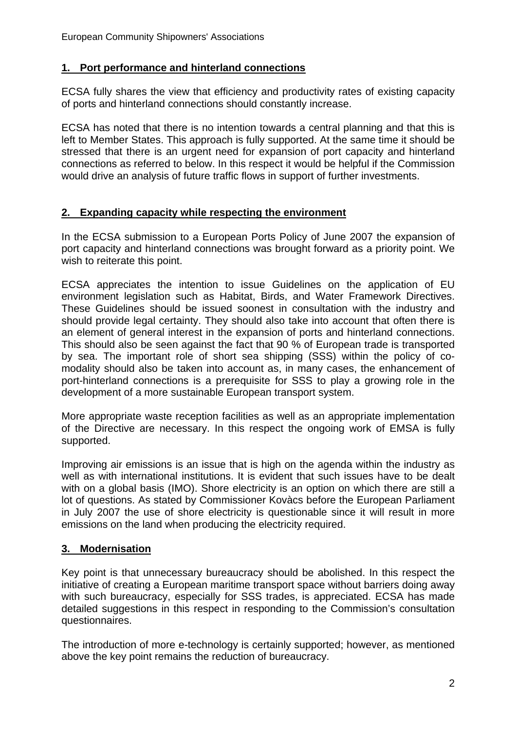## 1. Port performance and hinterland connections

ECSA fully shares the view that efficiency and productivity rates of existing capacity of ports and hinterland connections should constantly increase.

ECSA has noted that there is no intention towards a central planning and that this is left to Member States. This approach is fully supported. At the same time it should be stressed that there is an urgent need for expansion of port capacity and hinterland connections as referred to below. In this respect it would be helpful if the Commission would drive an analysis of future traffic flows in support of further investments.

## 2. Expanding capacity while respecting the environment

In the ECSA submission to a European Ports Policy of June 2007 the expansion of port capacity and hinterland connections was brought forward as a priority point. We wish to reiterate this point.

ECSA appreciates the intention to issue Guidelines on the application of EU environment legislation such as Habitat, Birds, and Water Framework Directives. These Guidelines should be issued soonest in consultation with the industry and should provide legal certainty. They should also take into account that often there is an element of general interest in the expansion of ports and hinterland connections. This should also be seen against the fact that 90 % of European trade is transported by sea. The important role of short sea shipping (SSS) within the policy of co-modality should also be taken into account as, in many cases, the enhancement of port-hinterland connections is a prerequisite for SSS to play a growing role in the development of a more sustainable European transport system.

More appropriate waste reception facilities as well as an appropriate implementation of the Directive are necessary. In this respect the ongoing work of EMSA is fully supported.

Improving air emissions is an issue that is high on the agenda within the industry as well as with international institutions. It is evident that such issues have to be dealt with on a global basis (IMO). Shore electricity is an option on which there are still a lot of questions. As stated by Commissioner Kovàcs before the European Parliament in July 2007 the use of shore electricity is questionable since it will result in more emissions on the land when producing the electricity required.

## 3. Modernisation

Key point is that unnecessary bureaucracy should be abolished. In this respect the initiative of creating a European maritime transport space without barriers doing away with such bureaucracy, especially for SSS trades, is appreciated. ECSA has made detailed suggestions in this respect in responding to the Commission's consultation questionnaires.

The introduction of more e-technology is certainly supported; however, as mentioned above the key point remains the reduction of bureaucracy.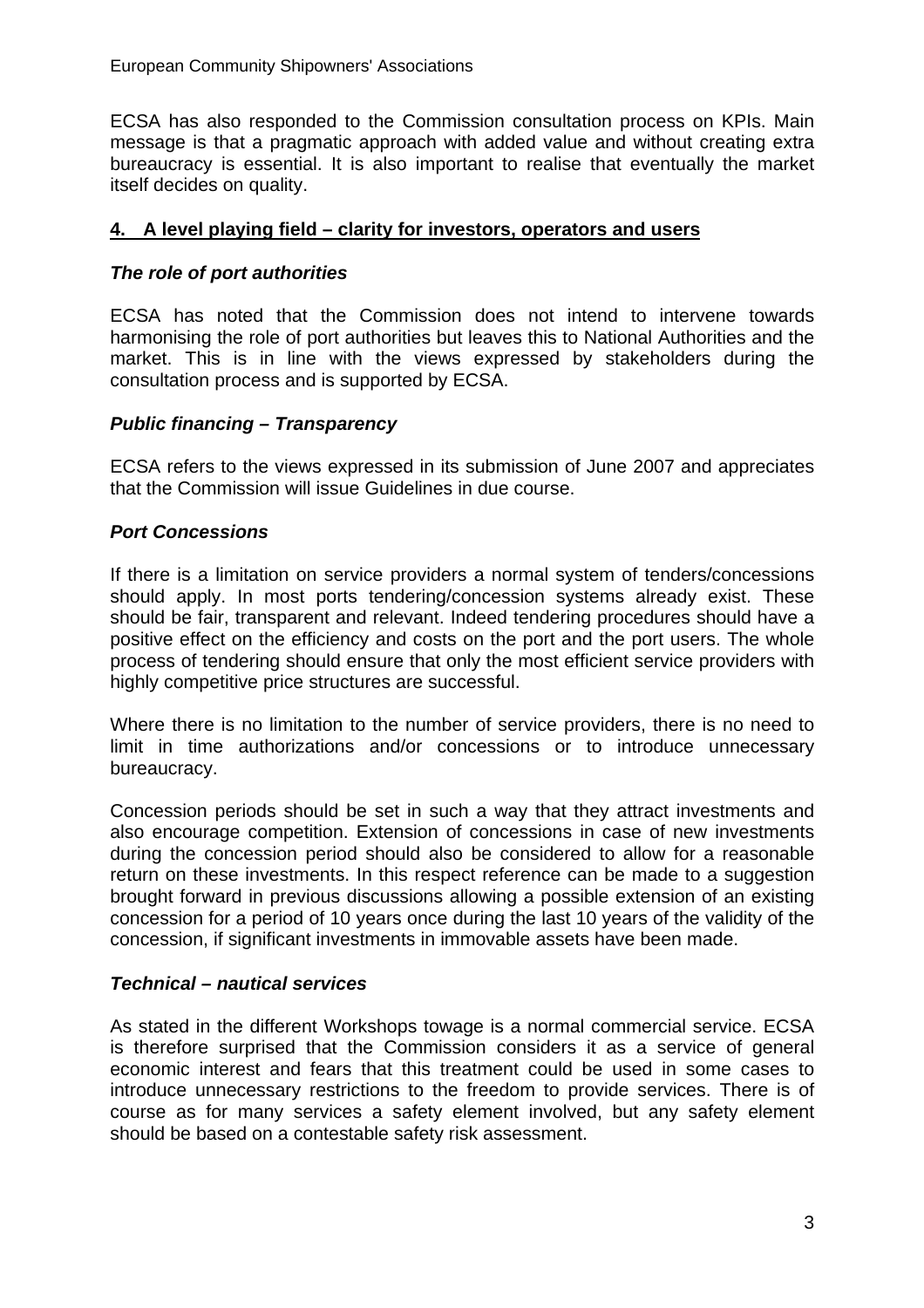ECSA has also responded to the Commission consultation process on KPIs. Main message is that a pragmatic approach with added value and without creating extra bureaucracy is essential. It is also important to realise that eventually the market itself decides on quality.

## 4. A level playing field – clarity for investors, operators and users

### *The role of port authorities*

ECSA has noted that the Commission does not intend to intervene towards harmonising the role of port authorities but leaves this to National Authorities and the market. This is in line with the views expressed by stakeholders during the consultation process and is supported by ECSA.

### *Public financing – Transparency*

ECSA refers to the views expressed in its submission of June 2007 and appreciates that the Commission will issue Guidelines in due course.

### *Port Concessions*

If there is a limitation on service providers a normal system of tenders/concessions should apply. In most ports tendering/concession systems already exist. These should be fair, transparent and relevant. Indeed tendering procedures should have a positive effect on the efficiency and costs on the port and the port users. The whole process of tendering should ensure that only the most efficient service providers with highly competitive price structures are successful.

Where there is no limitation to the number of service providers, there is no need to limit in time authorizations and/or concessions or to introduce unnecessary bureaucracy.

Concession periods should be set in such a way that they attract investments and also encourage competition. Extension of concessions in case of new investments during the concession period should also be considered to allow for a reasonable return on these investments. In this respect reference can be made to a suggestion brought forward in previous discussions allowing a possible extension of an existing concession for a period of 10 years once during the last 10 years of the validity of the concession, if significant investments in immovable assets have been made.

### *Technical – nautical services*

As stated in the different Workshops towage is a normal commercial service. ECSA is therefore surprised that the Commission considers it as a service of general economic interest and fears that this treatment could be used in some cases to introduce unnecessary restrictions to the freedom to provide services. There is of course as for many services a safety element involved, but any safety element should be based on a contestable safety risk assessment.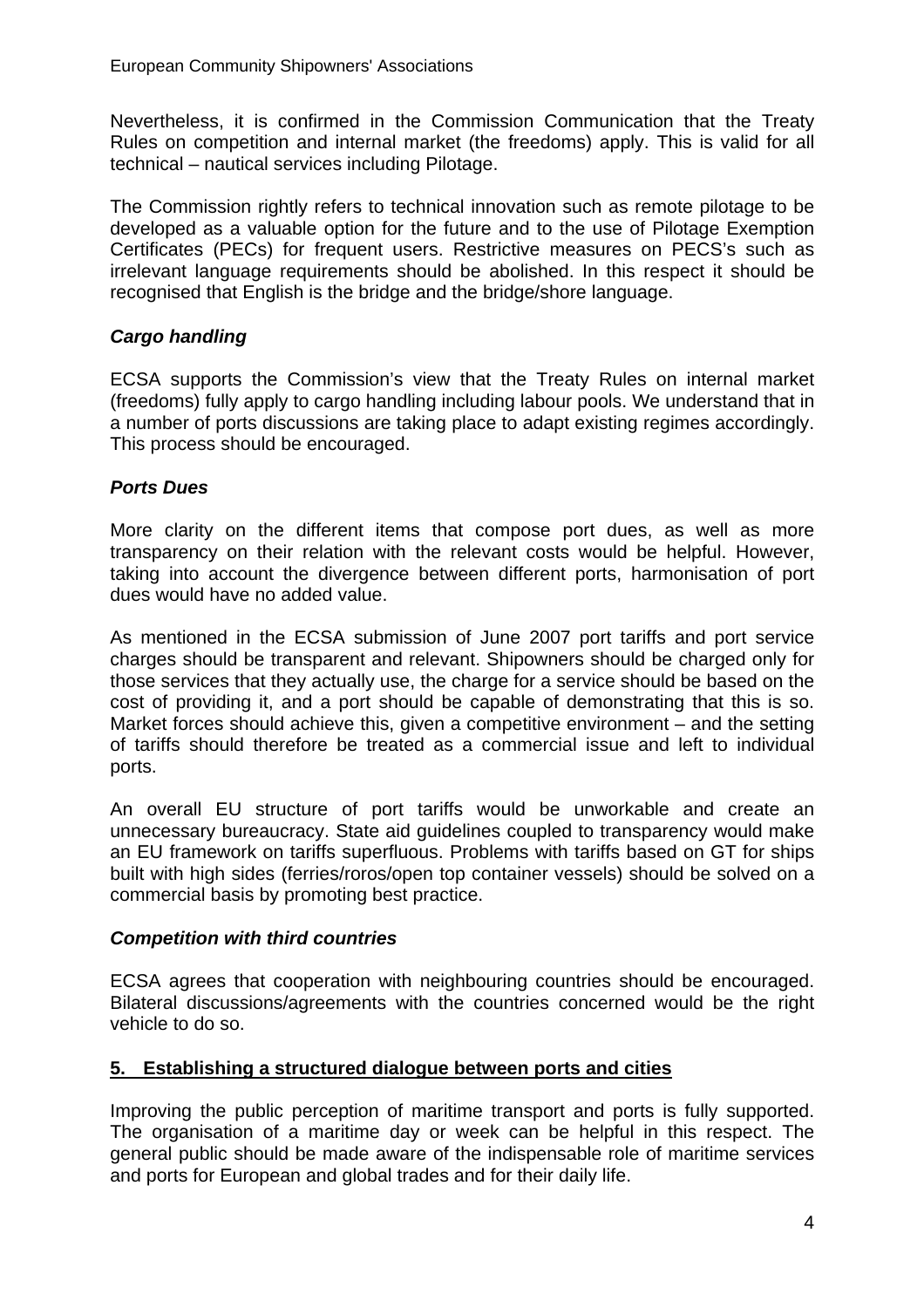Nevertheless, it is confirmed in the Commission Communication that the Treaty Rules on competition and internal market (the freedoms) apply. This is valid for all technical – nautical services including Pilotage.

The Commission rightly refers to technical innovation such as remote pilotage to be developed as a valuable option for the future and to the use of Pilotage Exemption Certificates (PECs) for frequent users. Restrictive measures on PECS's such as irrelevant language requirements should be abolished. In this respect it should be recognised that English is the bridge and the bridge/shore language.

***Cargo handling***

ECSA supports the Commission's view that the Treaty Rules on internal market (freedoms) fully apply to cargo handling including labour pools. We understand that in a number of ports discussions are taking place to adapt existing regimes accordingly. This process should be encouraged.

***Ports Dues***

More clarity on the different items that compose port dues, as well as more transparency on their relation with the relevant costs would be helpful. However, taking into account the divergence between different ports, harmonisation of port dues would have no added value.

As mentioned in the ECSA submission of June 2007 port tariffs and port service charges should be transparent and relevant. Shipowners should be charged only for those services that they actually use, the charge for a service should be based on the cost of providing it, and a port should be capable of demonstrating that this is so. Market forces should achieve this, given a competitive environment – and the setting of tariffs should therefore be treated as a commercial issue and left to individual ports.

An overall EU structure of port tariffs would be unworkable and create an unnecessary bureaucracy. State aid guidelines coupled to transparency would make an EU framework on tariffs superfluous. Problems with tariffs based on GT for ships built with high sides (ferries/roros/open top container vessels) should be solved on a commercial basis by promoting best practice.

***Competition with third countries***

ECSA agrees that cooperation with neighbouring countries should be encouraged. Bilateral discussions/agreements with the countries concerned would be the right vehicle to do so.

## 5. Establishing a structured dialogue between ports and cities

Improving the public perception of maritime transport and ports is fully supported. The organisation of a maritime day or week can be helpful in this respect. The general public should be made aware of the indispensable role of maritime services and ports for European and global trades and for their daily life.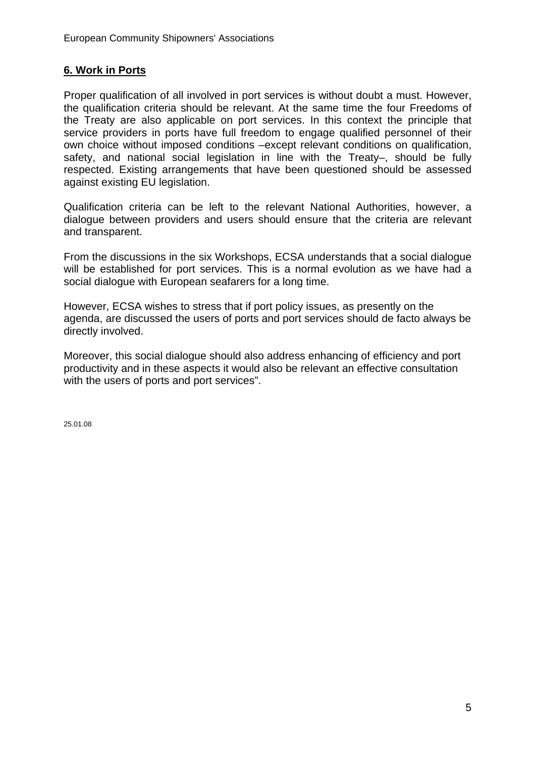## 6. Work in Ports

Proper qualification of all involved in port services is without doubt a must. However, the qualification criteria should be relevant. At the same time the four Freedoms of the Treaty are also applicable on port services. In this context the principle that service providers in ports have full freedom to engage qualified personnel of their own choice without imposed conditions –except relevant conditions on qualification, safety, and national social legislation in line with the Treaty–, should be fully respected. Existing arrangements that have been questioned should be assessed against existing EU legislation.

Qualification criteria can be left to the relevant National Authorities, however, a dialogue between providers and users should ensure that the criteria are relevant and transparent.

From the discussions in the six Workshops, ECSA understands that a social dialogue will be established for port services. This is a normal evolution as we have had a social dialogue with European seafarers for a long time.

However, ECSA wishes to stress that if port policy issues, as presently on the agenda, are discussed the users of ports and port services should de facto always be directly involved.

Moreover, this social dialogue should also address enhancing of efficiency and port productivity and in these aspects it would also be relevant an effective consultation with the users of ports and port services".

25.01.08